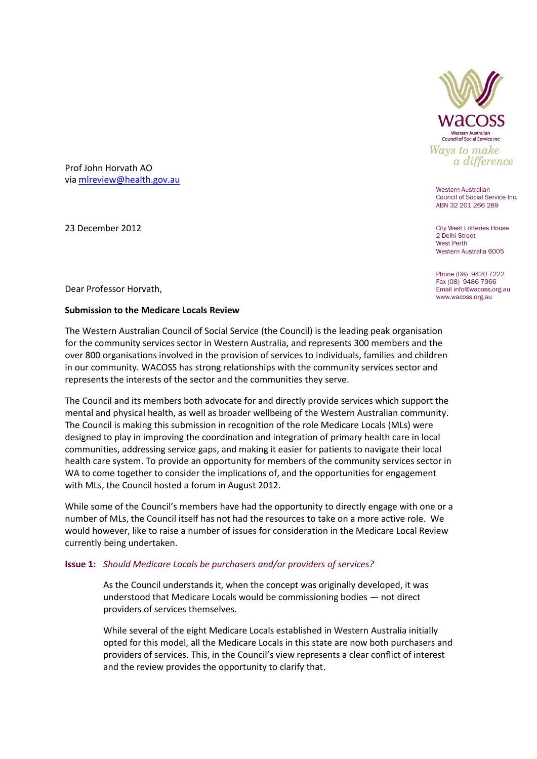Western Australian Council of Social Service Inc.
ABN 32 201 266 289

City West Lotteries House
2 Delhi Street
West Perth
Western Australia 6005

Phone (08) 9420 7222
Fax (08) 9486 7966
Email info@wacoss.org.au
www.wacoss.org.au

Prof John Horvath AO
via mlreview@health.gov.au

23 December 2012

Dear Professor Horvath,

**Submission to the Medicare Locals Review**

The Western Australian Council of Social Service (the Council) is the leading peak organisation for the community services sector in Western Australia, and represents 300 members and the over 800 organisations involved in the provision of services to individuals, families and children in our community. WACOSS has strong relationships with the community services sector and represents the interests of the sector and the communities they serve.

The Council and its members both advocate for and directly provide services which support the mental and physical health, as well as broader wellbeing of the Western Australian community. The Council is making this submission in recognition of the role Medicare Locals (MLs) were designed to play in improving the coordination and integration of primary health care in local communities, addressing service gaps, and making it easier for patients to navigate their local health care system. To provide an opportunity for members of the community services sector in WA to come together to consider the implications of, and the opportunities for engagement with MLs, the Council hosted a forum in August 2012.

While some of the Council's members have had the opportunity to directly engage with one or a number of MLs, the Council itself has not had the resources to take on a more active role. We would however, like to raise a number of issues for consideration in the Medicare Local Review currently being undertaken.

**Issue 1:** *Should Medicare Locals be purchasers and/or providers of services?*

As the Council understands it, when the concept was originally developed, it was understood that Medicare Locals would be commissioning bodies — not direct providers of services themselves.

While several of the eight Medicare Locals established in Western Australia initially opted for this model, all the Medicare Locals in this state are now both purchasers and providers of services. This, in the Council's view represents a clear conflict of interest and the review provides the opportunity to clarify that.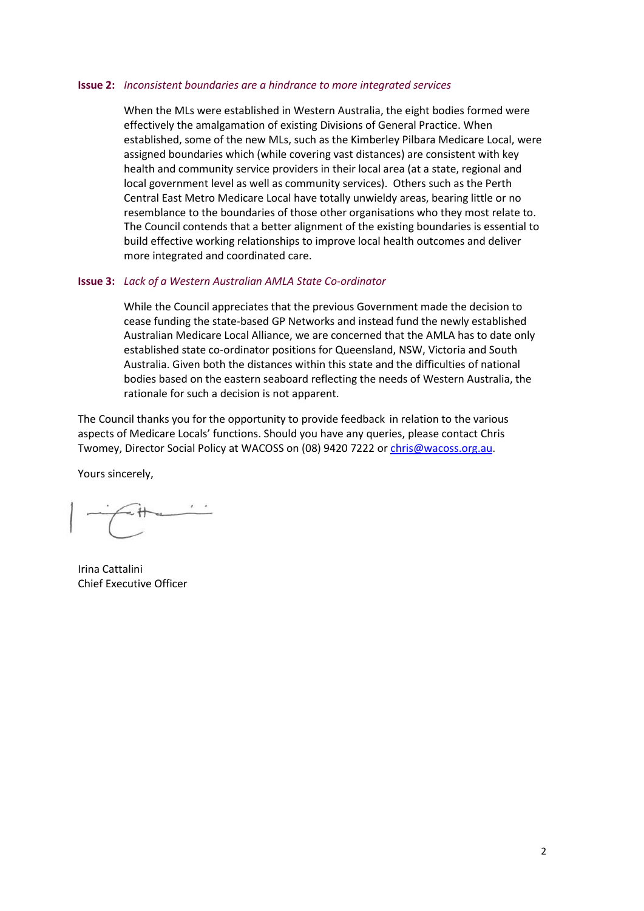**Issue 2:** *Inconsistent boundaries are a hindrance to more integrated services*

When the MLs were established in Western Australia, the eight bodies formed were effectively the amalgamation of existing Divisions of General Practice. When established, some of the new MLs, such as the Kimberley Pilbara Medicare Local, were assigned boundaries which (while covering vast distances) are consistent with key health and community service providers in their local area (at a state, regional and local government level as well as community services). Others such as the Perth Central East Metro Medicare Local have totally unwieldy areas, bearing little or no resemblance to the boundaries of those other organisations who they most relate to. The Council contends that a better alignment of the existing boundaries is essential to build effective working relationships to improve local health outcomes and deliver more integrated and coordinated care.

**Issue 3:** *Lack of a Western Australian AMLA State Co-ordinator*

While the Council appreciates that the previous Government made the decision to cease funding the state-based GP Networks and instead fund the newly established Australian Medicare Local Alliance, we are concerned that the AMLA has to date only established state co-ordinator positions for Queensland, NSW, Victoria and South Australia. Given both the distances within this state and the difficulties of national bodies based on the eastern seaboard reflecting the needs of Western Australia, the rationale for such a decision is not apparent.

The Council thanks you for the opportunity to provide feedback in relation to the various aspects of Medicare Locals' functions. Should you have any queries, please contact Chris Twomey, Director Social Policy at WACOSS on (08) 9420 7222 or chris@wacoss.org.au.

Yours sincerely,

Irina Cattalini
Chief Executive Officer